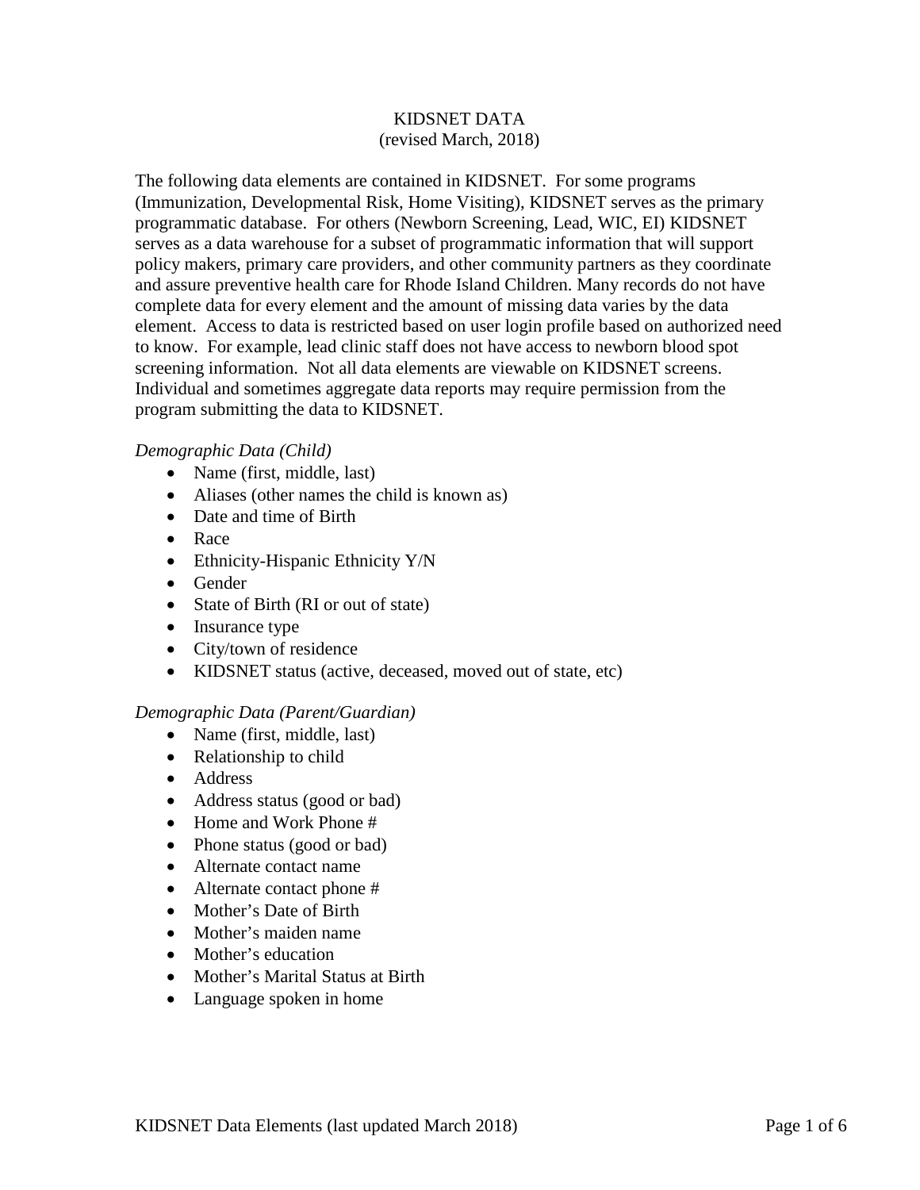# KIDSNET DATA
(revised March, 2018)

The following data elements are contained in KIDSNET. For some programs (Immunization, Developmental Risk, Home Visiting), KIDSNET serves as the primary programmatic database. For others (Newborn Screening, Lead, WIC, EI) KIDSNET serves as a data warehouse for a subset of programmatic information that will support policy makers, primary care providers, and other community partners as they coordinate and assure preventive health care for Rhode Island Children. Many records do not have complete data for every element and the amount of missing data varies by the data element. Access to data is restricted based on user login profile based on authorized need to know. For example, lead clinic staff does not have access to newborn blood spot screening information. Not all data elements are viewable on KIDSNET screens. Individual and sometimes aggregate data reports may require permission from the program submitting the data to KIDSNET.

*Demographic Data (Child)*

- Name (first, middle, last)
- Aliases (other names the child is known as)
- Date and time of Birth
- Race
- Ethnicity-Hispanic Ethnicity Y/N
- Gender
- State of Birth (RI or out of state)
- Insurance type
- City/town of residence
- KIDSNET status (active, deceased, moved out of state, etc)

*Demographic Data (Parent/Guardian)*

- Name (first, middle, last)
- Relationship to child
- Address
- Address status (good or bad)
- Home and Work Phone #
- Phone status (good or bad)
- Alternate contact name
- Alternate contact phone #
- Mother's Date of Birth
- Mother's maiden name
- Mother's education
- Mother's Marital Status at Birth
- Language spoken in home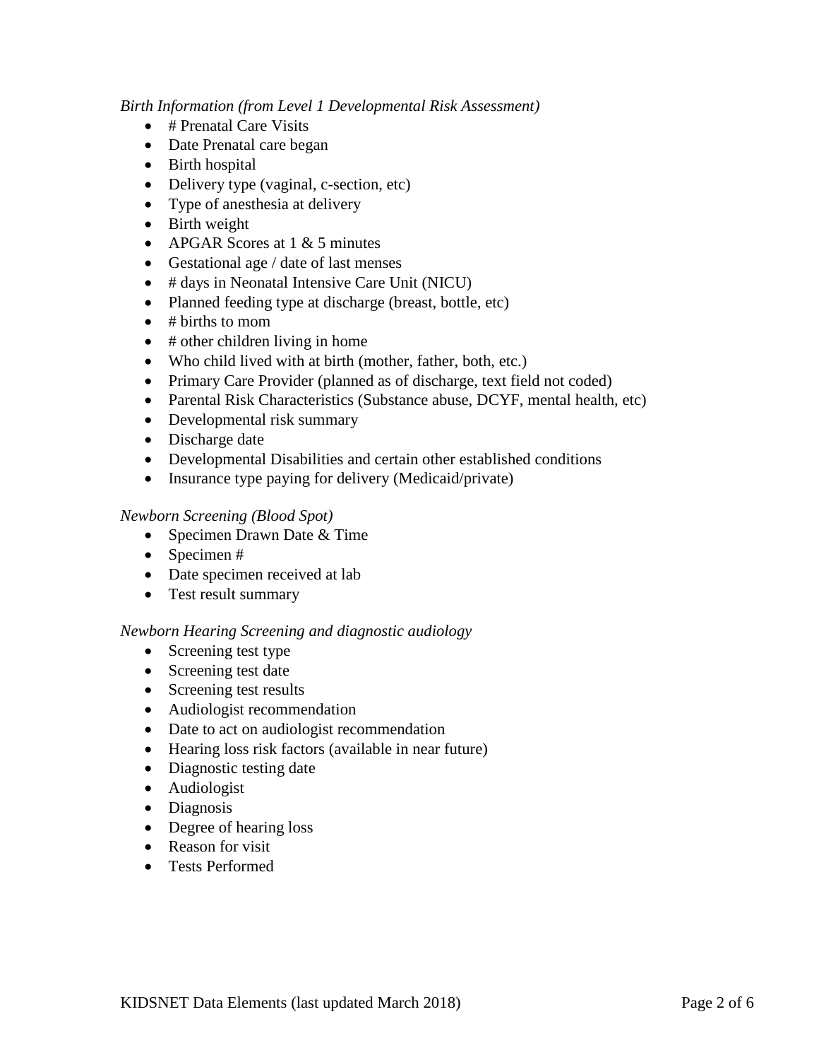*Birth Information (from Level 1 Developmental Risk Assessment)*

- # Prenatal Care Visits
- Date Prenatal care began
- Birth hospital
- Delivery type (vaginal, c-section, etc)
- Type of anesthesia at delivery
- Birth weight
- APGAR Scores at 1 & 5 minutes
- Gestational age / date of last menses
- # days in Neonatal Intensive Care Unit (NICU)
- Planned feeding type at discharge (breast, bottle, etc)
- # births to mom
- # other children living in home
- Who child lived with at birth (mother, father, both, etc.)
- Primary Care Provider (planned as of discharge, text field not coded)
- Parental Risk Characteristics (Substance abuse, DCYF, mental health, etc)
- Developmental risk summary
- Discharge date
- Developmental Disabilities and certain other established conditions
- Insurance type paying for delivery (Medicaid/private)

*Newborn Screening (Blood Spot)*

- Specimen Drawn Date & Time
- Specimen #
- Date specimen received at lab
- Test result summary

*Newborn Hearing Screening and diagnostic audiology*

- Screening test type
- Screening test date
- Screening test results
- Audiologist recommendation
- Date to act on audiologist recommendation
- Hearing loss risk factors (available in near future)
- Diagnostic testing date
- Audiologist
- Diagnosis
- Degree of hearing loss
- Reason for visit
- Tests Performed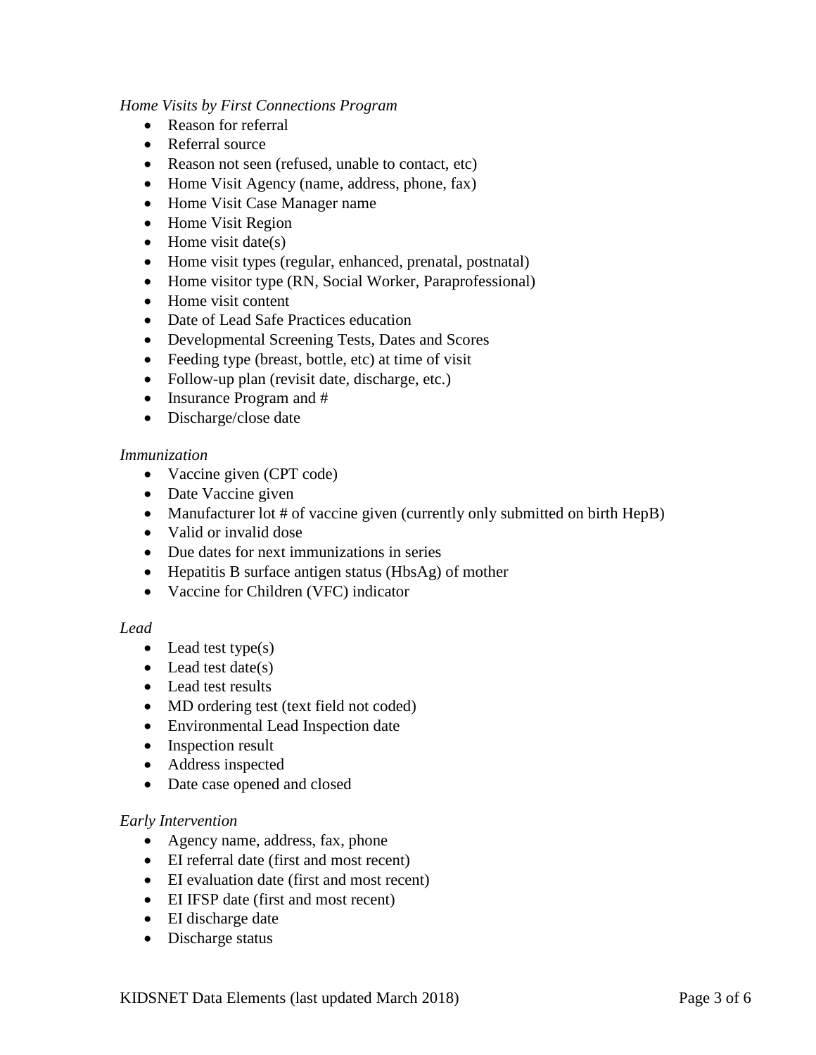*Home Visits by First Connections Program*

- Reason for referral
- Referral source
- Reason not seen (refused, unable to contact, etc)
- Home Visit Agency (name, address, phone, fax)
- Home Visit Case Manager name
- Home Visit Region
- Home visit date(s)
- Home visit types (regular, enhanced, prenatal, postnatal)
- Home visitor type (RN, Social Worker, Paraprofessional)
- Home visit content
- Date of Lead Safe Practices education
- Developmental Screening Tests, Dates and Scores
- Feeding type (breast, bottle, etc) at time of visit
- Follow-up plan (revisit date, discharge, etc.)
- Insurance Program and #
- Discharge/close date

*Immunization*

- Vaccine given (CPT code)
- Date Vaccine given
- Manufacturer lot # of vaccine given (currently only submitted on birth HepB)
- Valid or invalid dose
- Due dates for next immunizations in series
- Hepatitis B surface antigen status (HbsAg) of mother
- Vaccine for Children (VFC) indicator

*Lead*

- Lead test type(s)
- Lead test date(s)
- Lead test results
- MD ordering test (text field not coded)
- Environmental Lead Inspection date
- Inspection result
- Address inspected
- Date case opened and closed

*Early Intervention*

- Agency name, address, fax, phone
- EI referral date (first and most recent)
- EI evaluation date (first and most recent)
- EI IFSP date (first and most recent)
- EI discharge date
- Discharge status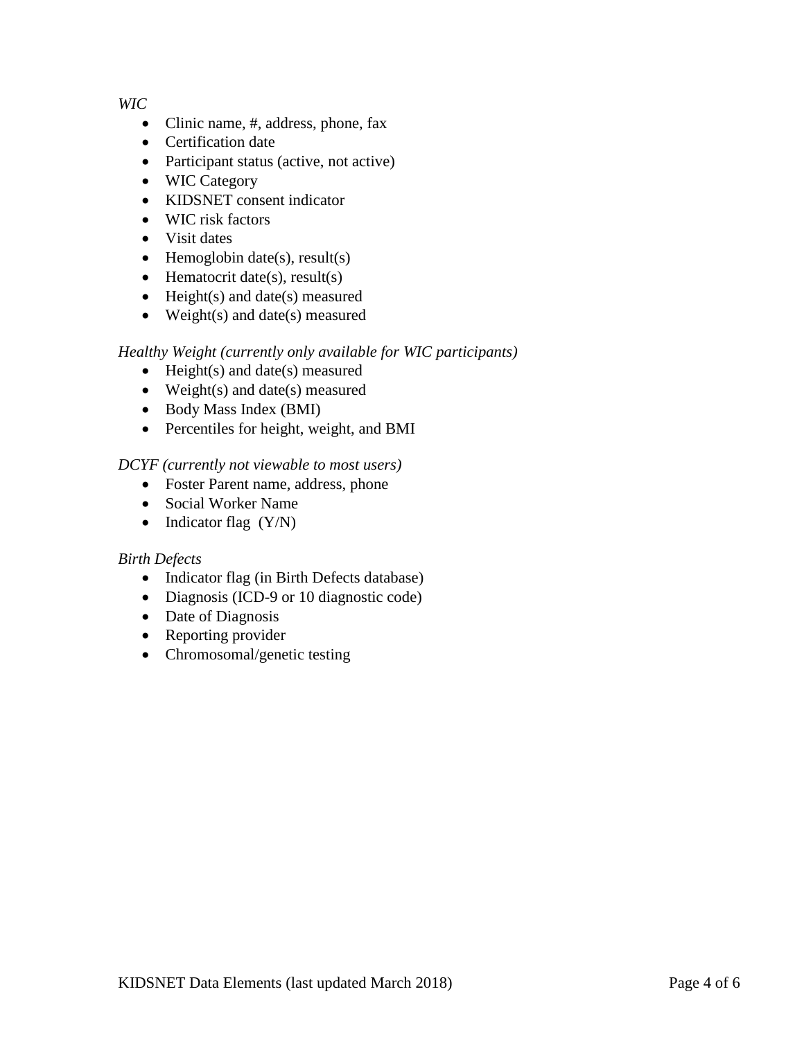*WIC*

- Clinic name, #, address, phone, fax
- Certification date
- Participant status (active, not active)
- WIC Category
- KIDSNET consent indicator
- WIC risk factors
- Visit dates
- Hemoglobin date(s), result(s)
- Hematocrit date(s), result(s)
- Height(s) and date(s) measured
- Weight(s) and date(s) measured

*Healthy Weight (currently only available for WIC participants)*

- Height(s) and date(s) measured
- Weight(s) and date(s) measured
- Body Mass Index (BMI)
- Percentiles for height, weight, and BMI

*DCYF (currently not viewable to most users)*

- Foster Parent name, address, phone
- Social Worker Name
- Indicator flag (Y/N)

*Birth Defects*

- Indicator flag (in Birth Defects database)
- Diagnosis (ICD-9 or 10 diagnostic code)
- Date of Diagnosis
- Reporting provider
- Chromosomal/genetic testing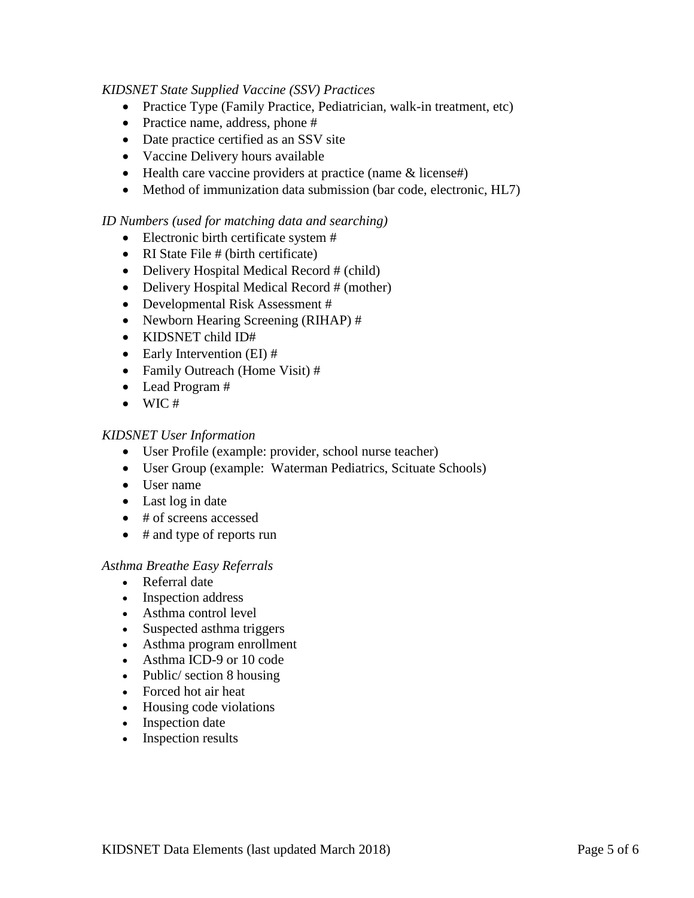*KIDSNET State Supplied Vaccine (SSV) Practices*

- Practice Type (Family Practice, Pediatrician, walk-in treatment, etc)
- Practice name, address, phone #
- Date practice certified as an SSV site
- Vaccine Delivery hours available
- Health care vaccine providers at practice (name & license#)
- Method of immunization data submission (bar code, electronic, HL7)

*ID Numbers (used for matching data and searching)*

- Electronic birth certificate system #
- RI State File # (birth certificate)
- Delivery Hospital Medical Record # (child)
- Delivery Hospital Medical Record # (mother)
- Developmental Risk Assessment #
- Newborn Hearing Screening (RIHAP) #
- KIDSNET child ID#
- Early Intervention (EI) #
- Family Outreach (Home Visit) #
- Lead Program #
- WIC #

*KIDSNET User Information*

- User Profile (example: provider, school nurse teacher)
- User Group (example: Waterman Pediatrics, Scituate Schools)
- User name
- Last log in date
- # of screens accessed
- # and type of reports run

*Asthma Breathe Easy Referrals*

- Referral date
- Inspection address
- Asthma control level
- Suspected asthma triggers
- Asthma program enrollment
- Asthma ICD-9 or 10 code
- Public/ section 8 housing
- Forced hot air heat
- Housing code violations
- Inspection date
- Inspection results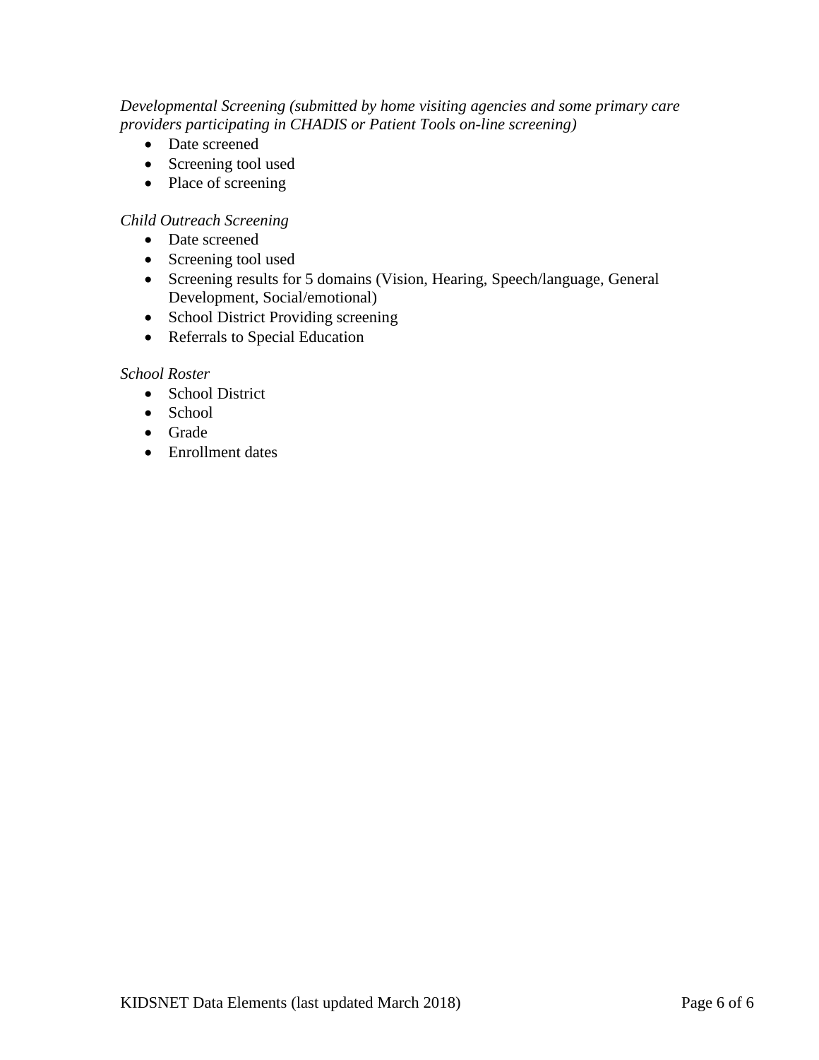*Developmental Screening (submitted by home visiting agencies and some primary care providers participating in CHADIS or Patient Tools on-line screening)*

- Date screened
- Screening tool used
- Place of screening

*Child Outreach Screening*

- Date screened
- Screening tool used
- Screening results for 5 domains (Vision, Hearing, Speech/language, General Development, Social/emotional)
- School District Providing screening
- Referrals to Special Education

*School Roster*

- School District
- School
- Grade
- Enrollment dates